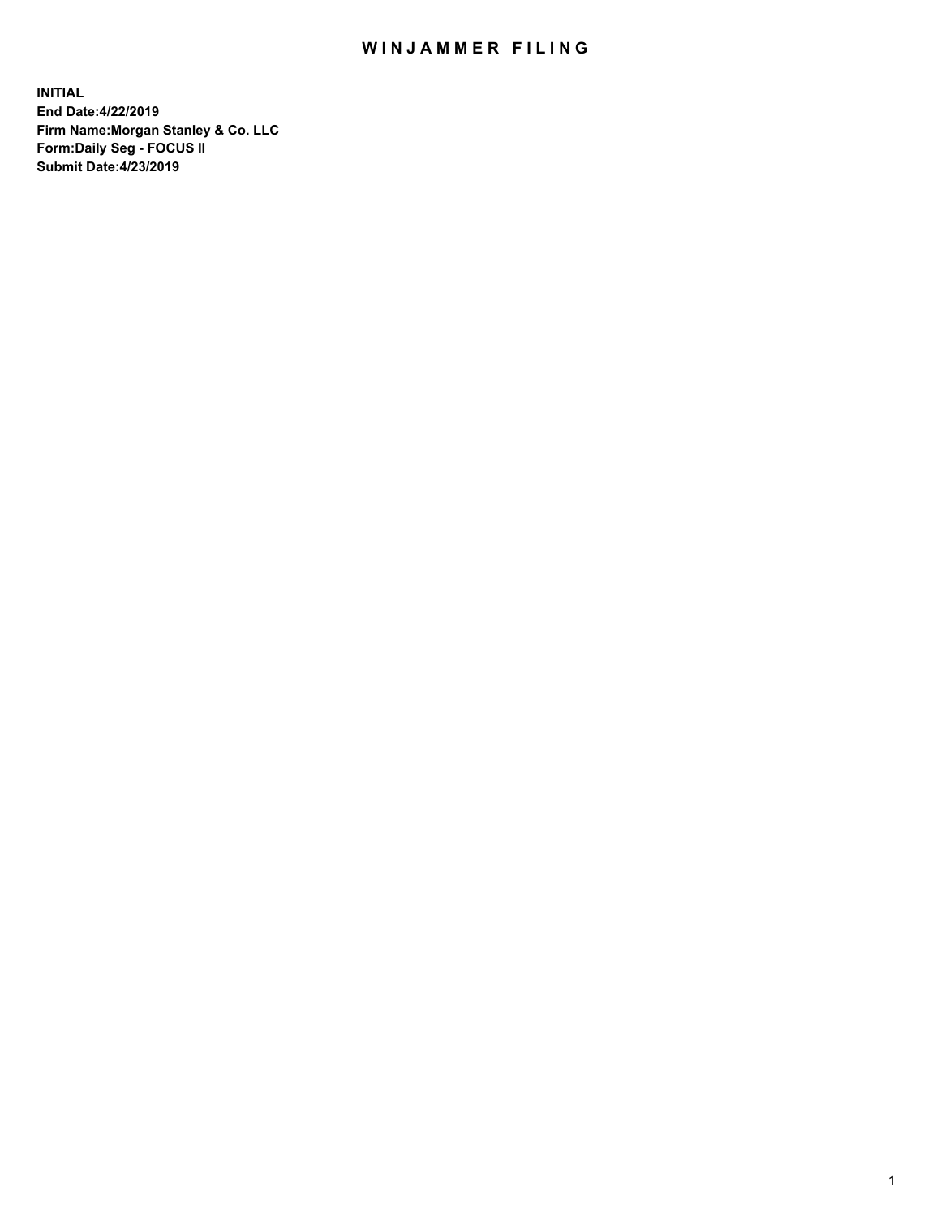# WINJAMMER FILING

**INITIAL**
**End Date:4/22/2019**
**Firm Name:Morgan Stanley & Co. LLC**
**Form:Daily Seg - FOCUS II**
**Submit Date:4/23/2019**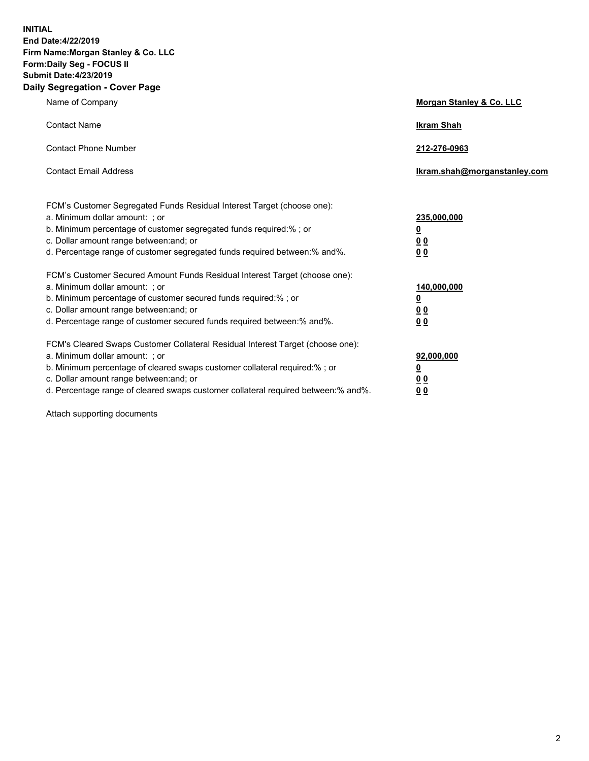**INITIAL**
**End Date:4/22/2019**
**Firm Name:Morgan Stanley & Co. LLC**
**Form:Daily Seg - FOCUS II**
**Submit Date:4/23/2019**

## Daily Segregation - Cover Page

| | |
|---|---|
| Name of Company | **Morgan Stanley & Co. LLC** |
| Contact Name | **Ikram Shah** |
| Contact Phone Number | **212-276-0963** |
| Contact Email Address | **Ikram.shah@morganstanley.com** |

FCM's Customer Segregated Funds Residual Interest Target (choose one):

| | |
|---|---|
| a. Minimum dollar amount: ; or | **235,000,000** |
| b. Minimum percentage of customer segregated funds required:% ; or | **0** |
| c. Dollar amount range between:and; or | **0 0** |
| d. Percentage range of customer segregated funds required between:% and%. | **0 0** |

FCM's Customer Secured Amount Funds Residual Interest Target (choose one):

| | |
|---|---|
| a. Minimum dollar amount: ; or | **140,000,000** |
| b. Minimum percentage of customer secured funds required:% ; or | **0** |
| c. Dollar amount range between:and; or | **0 0** |
| d. Percentage range of customer secured funds required between:% and%. | **0 0** |

FCM's Cleared Swaps Customer Collateral Residual Interest Target (choose one):

| | |
|---|---|
| a. Minimum dollar amount: ; or | **92,000,000** |
| b. Minimum percentage of cleared swaps customer collateral required:% ; or | **0** |
| c. Dollar amount range between:and; or | **0 0** |
| d. Percentage range of cleared swaps customer collateral required between:% and%. | **0 0** |

Attach supporting documents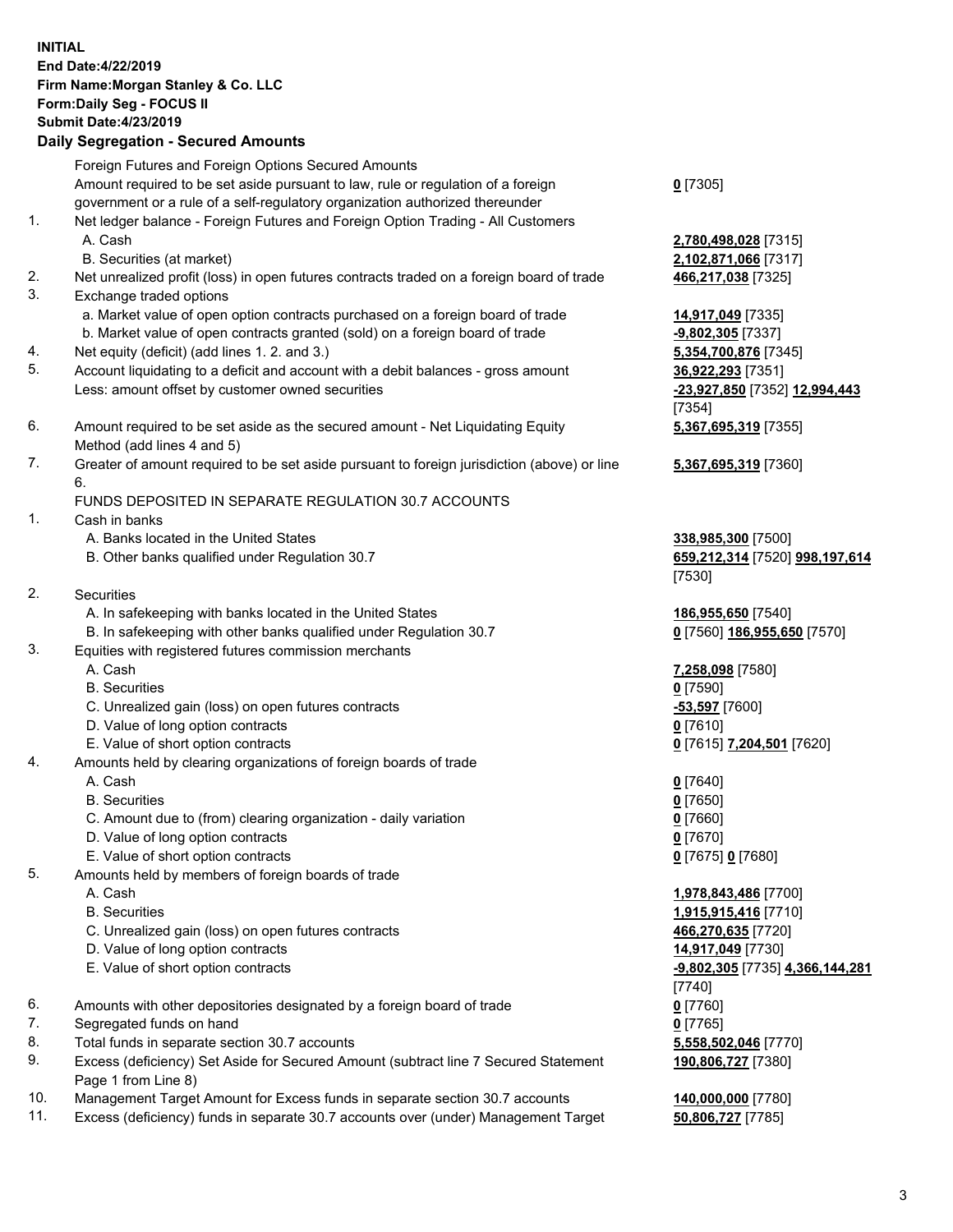**INITIAL**
**End Date:4/22/2019**
**Firm Name:Morgan Stanley & Co. LLC**
**Form:Daily Seg - FOCUS II**
**Submit Date:4/23/2019**

## Daily Segregation - Secured Amounts

| | | |
|---|---|---|
| | Foreign Futures and Foreign Options Secured Amounts | |
| | Amount required to be set aside pursuant to law, rule or regulation of a foreign government or a rule of a self-regulatory organization authorized thereunder | **0** [7305] |
| 1. | Net ledger balance - Foreign Futures and Foreign Option Trading - All Customers | |
| | A. Cash | **2,780,498,028** [7315] |
| | B. Securities (at market) | **2,102,871,066** [7317] |
| 2. | Net unrealized profit (loss) in open futures contracts traded on a foreign board of trade | **466,217,038** [7325] |
| 3. | Exchange traded options | |
| | a. Market value of open option contracts purchased on a foreign board of trade | **14,917,049** [7335] |
| | b. Market value of open contracts granted (sold) on a foreign board of trade | **-9,802,305** [7337] |
| 4. | Net equity (deficit) (add lines 1. 2. and 3.) | **5,354,700,876** [7345] |
| 5. | Account liquidating to a deficit and account with a debit balances - gross amount | **36,922,293** [7351] |
| | Less: amount offset by customer owned securities | **-23,927,850** [7352] **12,994,443** [7354] |
| 6. | Amount required to be set aside as the secured amount - Net Liquidating Equity Method (add lines 4 and 5) | **5,367,695,319** [7355] |
| 7. | Greater of amount required to be set aside pursuant to foreign jurisdiction (above) or line 6. | **5,367,695,319** [7360] |
| | FUNDS DEPOSITED IN SEPARATE REGULATION 30.7 ACCOUNTS | |
| 1. | Cash in banks | |
| | A. Banks located in the United States | **338,985,300** [7500] |
| | B. Other banks qualified under Regulation 30.7 | **659,212,314** [7520] **998,197,614** [7530] |
| 2. | Securities | |
| | A. In safekeeping with banks located in the United States | **186,955,650** [7540] |
| | B. In safekeeping with other banks qualified under Regulation 30.7 | **0** [7560] **186,955,650** [7570] |
| 3. | Equities with registered futures commission merchants | |
| | A. Cash | **7,258,098** [7580] |
| | B. Securities | **0** [7590] |
| | C. Unrealized gain (loss) on open futures contracts | **-53,597** [7600] |
| | D. Value of long option contracts | **0** [7610] |
| | E. Value of short option contracts | **0** [7615] **7,204,501** [7620] |
| 4. | Amounts held by clearing organizations of foreign boards of trade | |
| | A. Cash | **0** [7640] |
| | B. Securities | **0** [7650] |
| | C. Amount due to (from) clearing organization - daily variation | **0** [7660] |
| | D. Value of long option contracts | **0** [7670] |
| | E. Value of short option contracts | **0** [7675] **0** [7680] |
| 5. | Amounts held by members of foreign boards of trade | |
| | A. Cash | **1,978,843,486** [7700] |
| | B. Securities | **1,915,915,416** [7710] |
| | C. Unrealized gain (loss) on open futures contracts | **466,270,635** [7720] |
| | D. Value of long option contracts | **14,917,049** [7730] |
| | E. Value of short option contracts | **-9,802,305** [7735] **4,366,144,281** [7740] |
| 6. | Amounts with other depositories designated by a foreign board of trade | **0** [7760] |
| 7. | Segregated funds on hand | **0** [7765] |
| 8. | Total funds in separate section 30.7 accounts | **5,558,502,046** [7770] |
| 9. | Excess (deficiency) Set Aside for Secured Amount (subtract line 7 Secured Statement Page 1 from Line 8) | **190,806,727** [7380] |
| 10. | Management Target Amount for Excess funds in separate section 30.7 accounts | **140,000,000** [7780] |
| 11. | Excess (deficiency) funds in separate 30.7 accounts over (under) Management Target | **50,806,727** [7785] |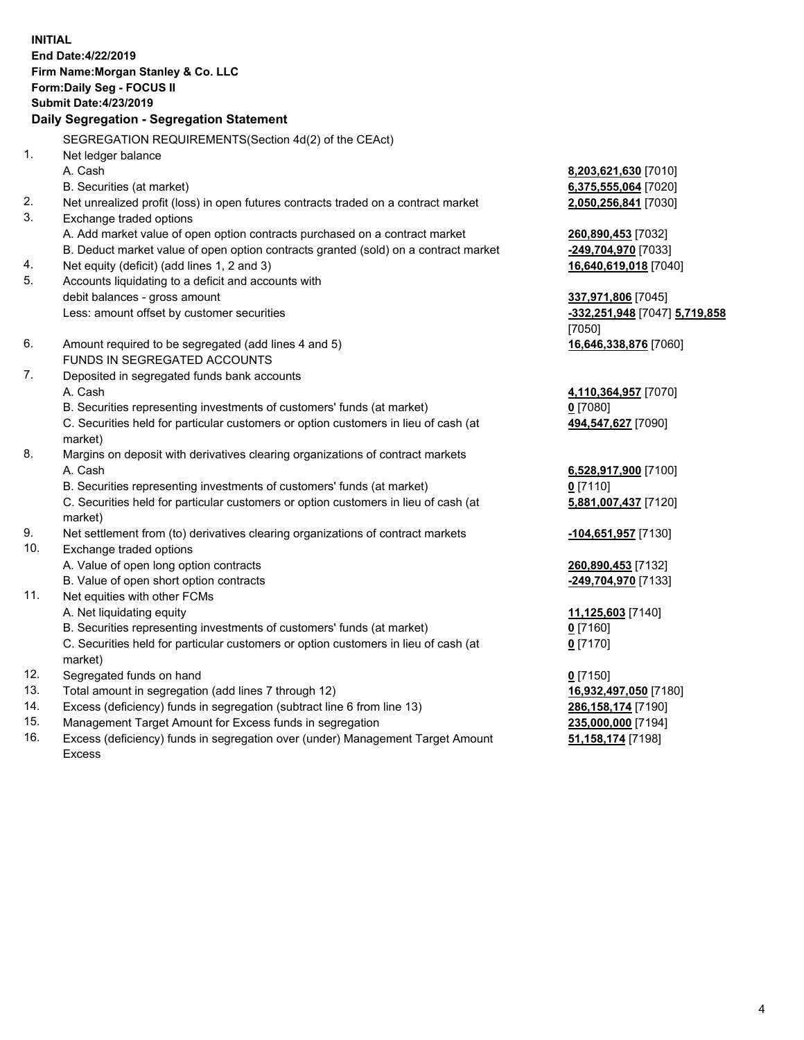**INITIAL**
**End Date:4/22/2019**
**Firm Name:Morgan Stanley & Co. LLC**
**Form:Daily Seg - FOCUS II**
**Submit Date:4/23/2019**

## Daily Segregation - Segregation Statement

SEGREGATION REQUIREMENTS(Section 4d(2) of the CEAct)

| | | |
|---|---|---|
| 1. | Net ledger balance | |
| | A. Cash | **8,203,621,630** [7010] |
| | B. Securities (at market) | **6,375,555,064** [7020] |
| 2. | Net unrealized profit (loss) in open futures contracts traded on a contract market | **2,050,256,841** [7030] |
| 3. | Exchange traded options | |
| | A. Add market value of open option contracts purchased on a contract market | **260,890,453** [7032] |
| | B. Deduct market value of open option contracts granted (sold) on a contract market | **-249,704,970** [7033] |
| 4. | Net equity (deficit) (add lines 1, 2 and 3) | **16,640,619,018** [7040] |
| 5. | Accounts liquidating to a deficit and accounts with | |
| | debit balances - gross amount | **337,971,806** [7045] |
| | Less: amount offset by customer securities | **-332,251,948** [7047] **5,719,858** [7050] |
| 6. | Amount required to be segregated (add lines 4 and 5) | **16,646,338,876** [7060] |
| | FUNDS IN SEGREGATED ACCOUNTS | |
| 7. | Deposited in segregated funds bank accounts | |
| | A. Cash | **4,110,364,957** [7070] |
| | B. Securities representing investments of customers' funds (at market) | **0** [7080] |
| | C. Securities held for particular customers or option customers in lieu of cash (at market) | **494,547,627** [7090] |
| 8. | Margins on deposit with derivatives clearing organizations of contract markets | |
| | A. Cash | **6,528,917,900** [7100] |
| | B. Securities representing investments of customers' funds (at market) | **0** [7110] |
| | C. Securities held for particular customers or option customers in lieu of cash (at market) | **5,881,007,437** [7120] |
| 9. | Net settlement from (to) derivatives clearing organizations of contract markets | **-104,651,957** [7130] |
| 10. | Exchange traded options | |
| | A. Value of open long option contracts | **260,890,453** [7132] |
| | B. Value of open short option contracts | **-249,704,970** [7133] |
| 11. | Net equities with other FCMs | |
| | A. Net liquidating equity | **11,125,603** [7140] |
| | B. Securities representing investments of customers' funds (at market) | **0** [7160] |
| | C. Securities held for particular customers or option customers in lieu of cash (at market) | **0** [7170] |
| 12. | Segregated funds on hand | **0** [7150] |
| 13. | Total amount in segregation (add lines 7 through 12) | **16,932,497,050** [7180] |
| 14. | Excess (deficiency) funds in segregation (subtract line 6 from line 13) | **286,158,174** [7190] |
| 15. | Management Target Amount for Excess funds in segregation | **235,000,000** [7194] |
| 16. | Excess (deficiency) funds in segregation over (under) Management Target Amount Excess | **51,158,174** [7198] |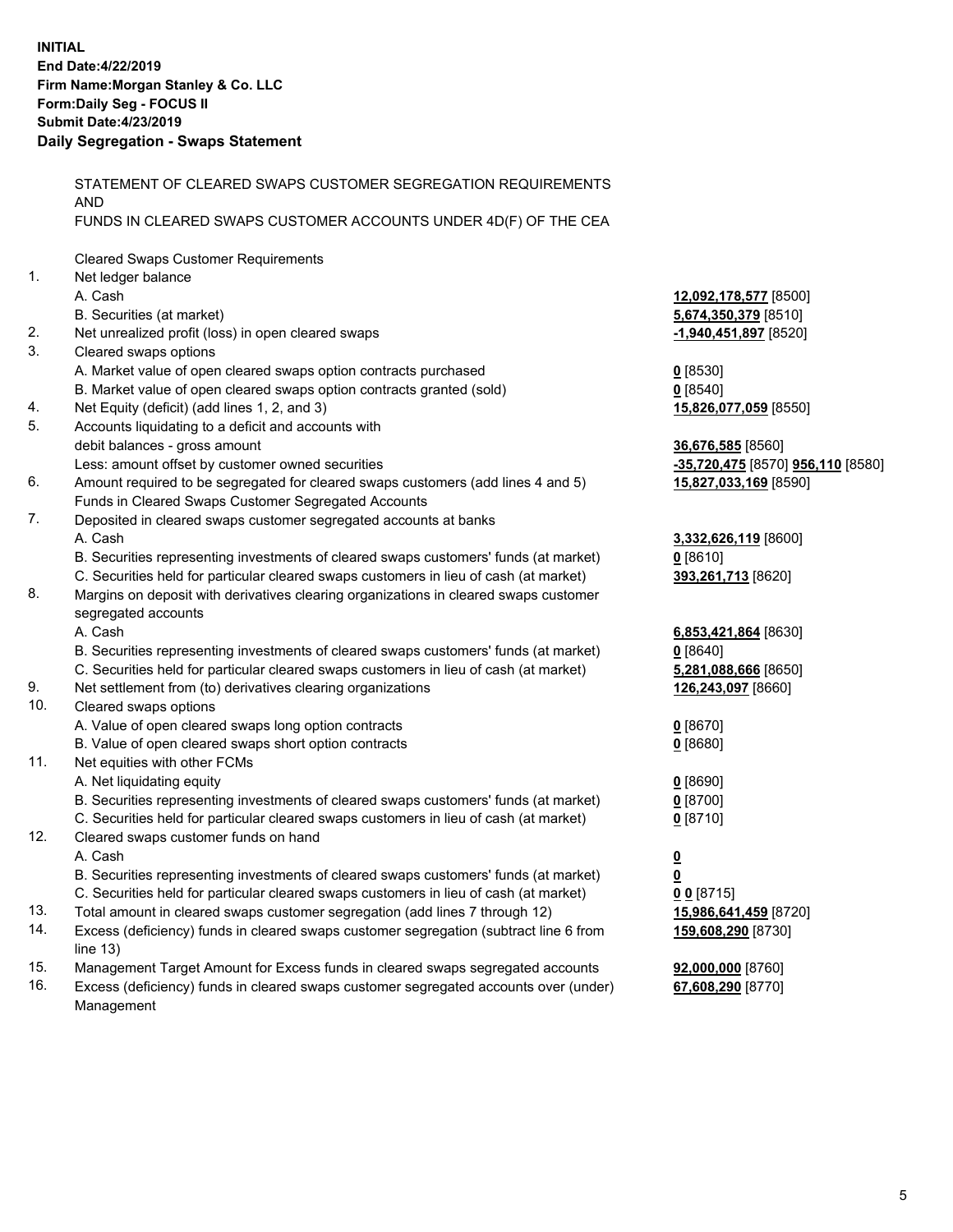**INITIAL**
**End Date:4/22/2019**
**Firm Name:Morgan Stanley & Co. LLC**
**Form:Daily Seg - FOCUS II**
**Submit Date:4/23/2019**
**Daily Segregation - Swaps Statement**

STATEMENT OF CLEARED SWAPS CUSTOMER SEGREGATION REQUIREMENTS AND
FUNDS IN CLEARED SWAPS CUSTOMER ACCOUNTS UNDER 4D(F) OF THE CEA

| | | |
|---|---|---|
| | Cleared Swaps Customer Requirements | |
| 1. | Net ledger balance | |
| | A. Cash | **12,092,178,577** [8500] |
| | B. Securities (at market) | **5,674,350,379** [8510] |
| 2. | Net unrealized profit (loss) in open cleared swaps | **-1,940,451,897** [8520] |
| 3. | Cleared swaps options | |
| | A. Market value of open cleared swaps option contracts purchased | **0** [8530] |
| | B. Market value of open cleared swaps option contracts granted (sold) | **0** [8540] |
| 4. | Net Equity (deficit) (add lines 1, 2, and 3) | **15,826,077,059** [8550] |
| 5. | Accounts liquidating to a deficit and accounts with | |
| | debit balances - gross amount | **36,676,585** [8560] |
| | Less: amount offset by customer owned securities | **-35,720,475** [8570] **956,110** [8580] |
| 6. | Amount required to be segregated for cleared swaps customers (add lines 4 and 5) | **15,827,033,169** [8590] |
| | Funds in Cleared Swaps Customer Segregated Accounts | |
| 7. | Deposited in cleared swaps customer segregated accounts at banks | |
| | A. Cash | **3,332,626,119** [8600] |
| | B. Securities representing investments of cleared swaps customers' funds (at market) | **0** [8610] |
| | C. Securities held for particular cleared swaps customers in lieu of cash (at market) | **393,261,713** [8620] |
| 8. | Margins on deposit with derivatives clearing organizations in cleared swaps customer segregated accounts | |
| | A. Cash | **6,853,421,864** [8630] |
| | B. Securities representing investments of cleared swaps customers' funds (at market) | **0** [8640] |
| | C. Securities held for particular cleared swaps customers in lieu of cash (at market) | **5,281,088,666** [8650] |
| 9. | Net settlement from (to) derivatives clearing organizations | **126,243,097** [8660] |
| 10. | Cleared swaps options | |
| | A. Value of open cleared swaps long option contracts | **0** [8670] |
| | B. Value of open cleared swaps short option contracts | **0** [8680] |
| 11. | Net equities with other FCMs | |
| | A. Net liquidating equity | **0** [8690] |
| | B. Securities representing investments of cleared swaps customers' funds (at market) | **0** [8700] |
| | C. Securities held for particular cleared swaps customers in lieu of cash (at market) | **0** [8710] |
| 12. | Cleared swaps customer funds on hand | |
| | A. Cash | **0** |
| | B. Securities representing investments of cleared swaps customers' funds (at market) | **0** |
| | C. Securities held for particular cleared swaps customers in lieu of cash (at market) | **0** 0 [8715] |
| 13. | Total amount in cleared swaps customer segregation (add lines 7 through 12) | **15,986,641,459** [8720] |
| 14. | Excess (deficiency) funds in cleared swaps customer segregation (subtract line 6 from line 13) | **159,608,290** [8730] |
| 15. | Management Target Amount for Excess funds in cleared swaps segregated accounts | **92,000,000** [8760] |
| 16. | Excess (deficiency) funds in cleared swaps customer segregated accounts over (under) Management | **67,608,290** [8770] |